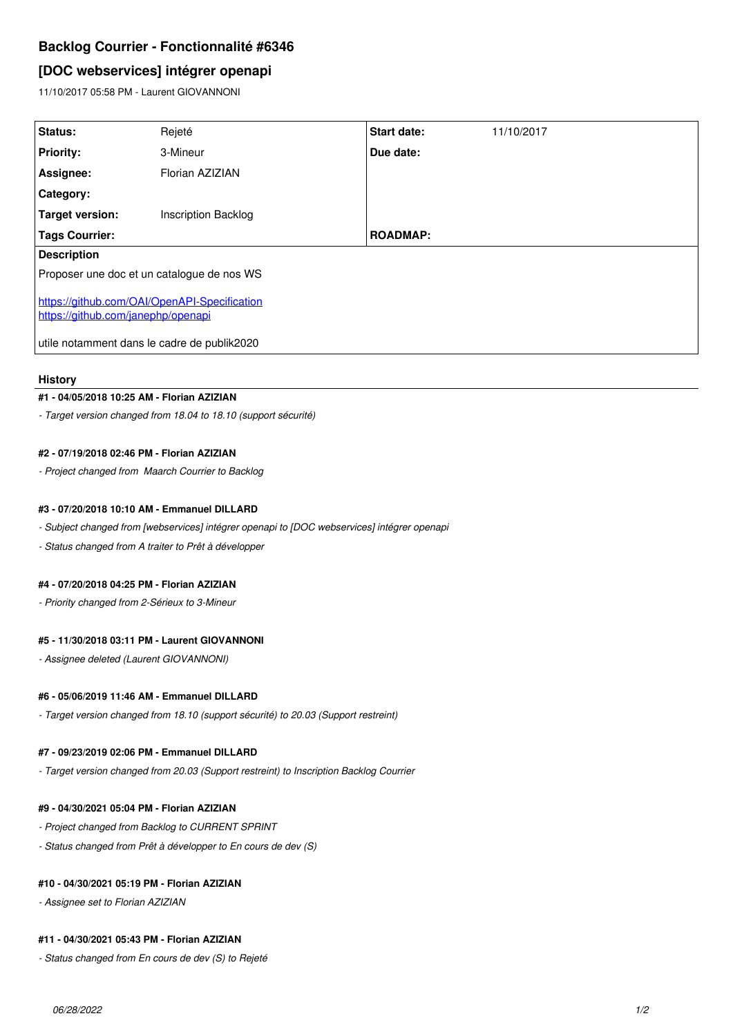# Backlog Courrier - Fonctionnalité #6346

## [DOC webservices] intégrer openapi

11/10/2017 05:58 PM - Laurent GIOVANNONI

| | | | |
|---|---|---|---|
| **Status:** | Rejeté | **Start date:** | 11/10/2017 |
| **Priority:** | 3-Mineur | **Due date:** | |
| **Assignee:** | Florian AZIZIAN | | |
| **Category:** | | | |
| **Target version:** | Inscription Backlog | | |
| **Tags Courrier:** | | **ROADMAP:** | |

**Description**

Proposer une doc et un catalogue de nos WS

https://github.com/OAI/OpenAPI-Specification
https://github.com/janephp/openapi

utile notamment dans le cadre de publik2020

### History

#### #1 - 04/05/2018 10:25 AM - Florian AZIZIAN

*- Target version changed from 18.04 to 18.10 (support sécurité)*

#### #2 - 07/19/2018 02:46 PM - Florian AZIZIAN

*- Project changed from Maarch Courrier to Backlog*

#### #3 - 07/20/2018 10:10 AM - Emmanuel DILLARD

*- Subject changed from [webservices] intégrer openapi to [DOC webservices] intégrer openapi*

*- Status changed from A traiter to Prêt à développer*

#### #4 - 07/20/2018 04:25 PM - Florian AZIZIAN

*- Priority changed from 2-Sérieux to 3-Mineur*

#### #5 - 11/30/2018 03:11 PM - Laurent GIOVANNONI

*- Assignee deleted (Laurent GIOVANNONI)*

#### #6 - 05/06/2019 11:46 AM - Emmanuel DILLARD

*- Target version changed from 18.10 (support sécurité) to 20.03 (Support restreint)*

#### #7 - 09/23/2019 02:06 PM - Emmanuel DILLARD

*- Target version changed from 20.03 (Support restreint) to Inscription Backlog Courrier*

#### #9 - 04/30/2021 05:04 PM - Florian AZIZIAN

*- Project changed from Backlog to CURRENT SPRINT*

*- Status changed from Prêt à développer to En cours de dev (S)*

#### #10 - 04/30/2021 05:19 PM - Florian AZIZIAN

*- Assignee set to Florian AZIZIAN*

#### #11 - 04/30/2021 05:43 PM - Florian AZIZIAN

*- Status changed from En cours de dev (S) to Rejeté*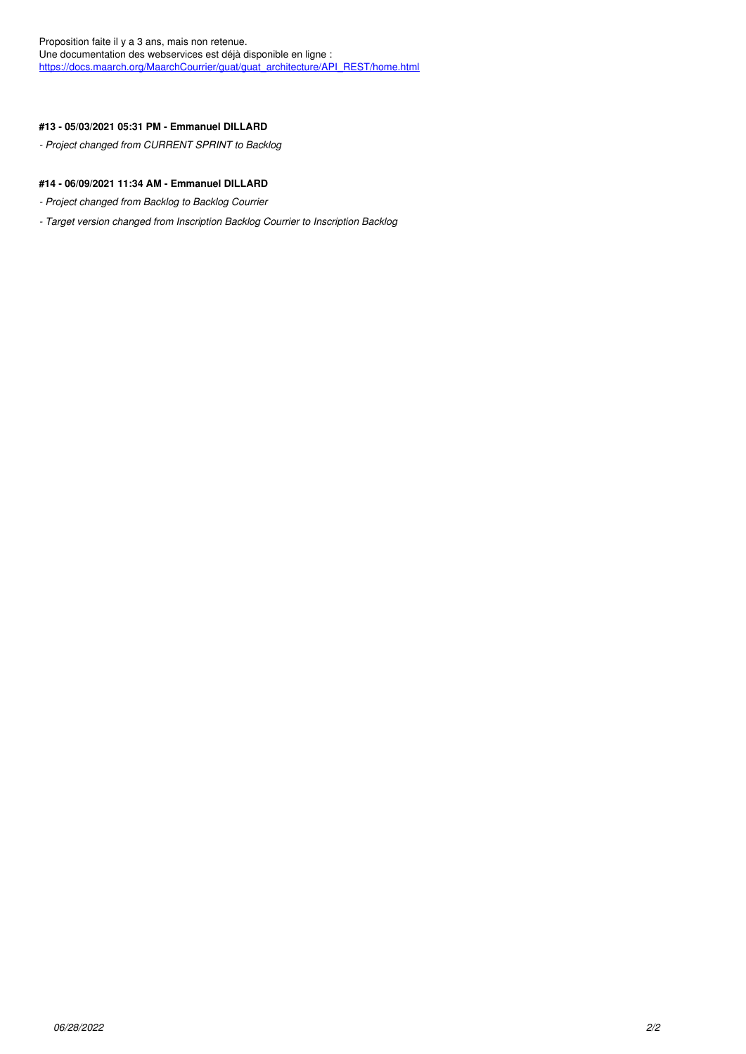Proposition faite il y a 3 ans, mais non retenue.
Une documentation des webservices est déjà disponible en ligne :
https://docs.maarch.org/MaarchCourrier/guat/guat_architecture/API_REST/home.html

#### #13 - 05/03/2021 05:31 PM - Emmanuel DILLARD

- *Project changed from CURRENT SPRINT to Backlog*

#### #14 - 06/09/2021 11:34 AM - Emmanuel DILLARD

- *Project changed from Backlog to Backlog Courrier*
- *Target version changed from Inscription Backlog Courrier to Inscription Backlog*